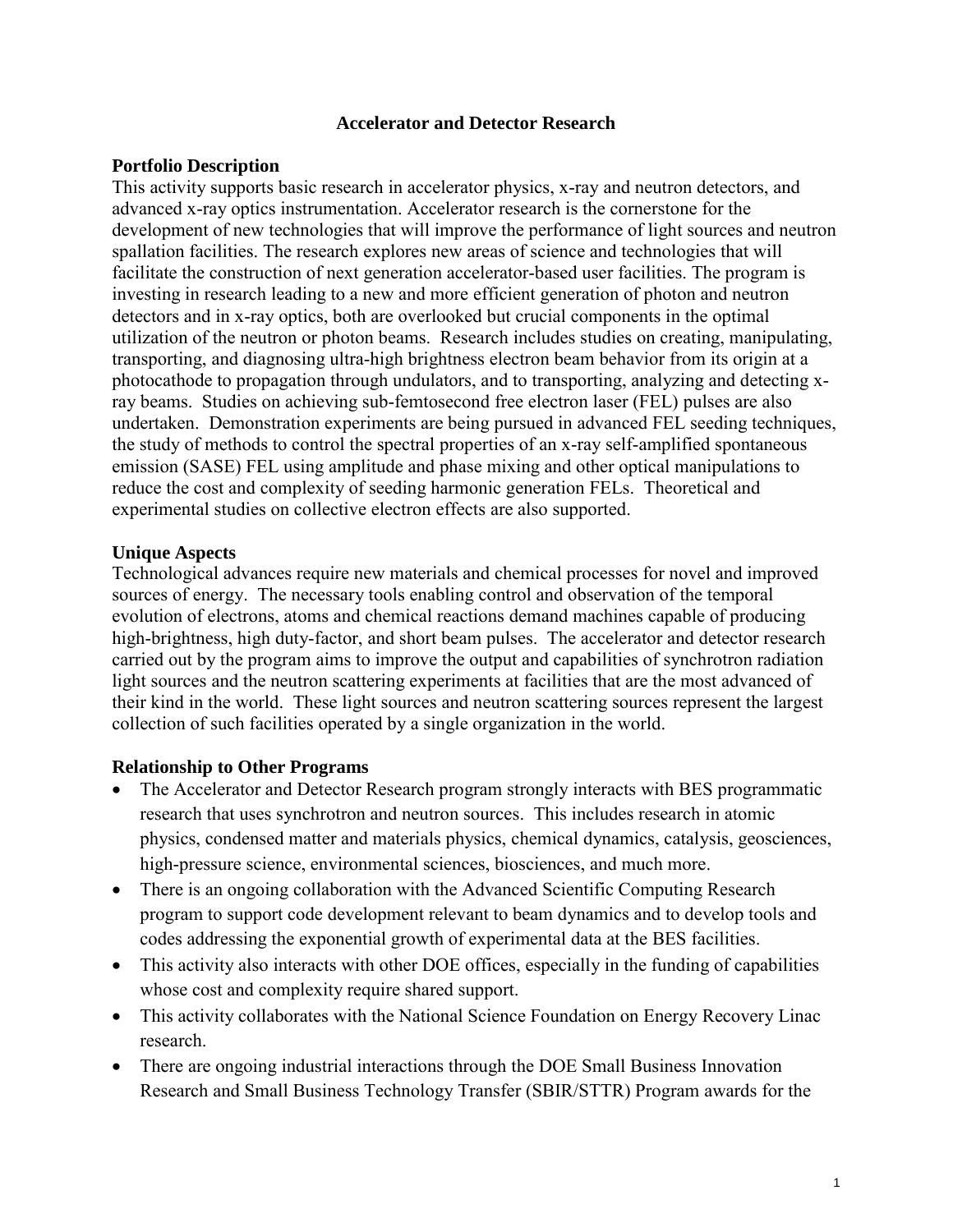# Accelerator and Detector Research

## Portfolio Description

This activity supports basic research in accelerator physics, x-ray and neutron detectors, and advanced x-ray optics instrumentation. Accelerator research is the cornerstone for the development of new technologies that will improve the performance of light sources and neutron spallation facilities. The research explores new areas of science and technologies that will facilitate the construction of next generation accelerator-based user facilities. The program is investing in research leading to a new and more efficient generation of photon and neutron detectors and in x-ray optics, both are overlooked but crucial components in the optimal utilization of the neutron or photon beams. Research includes studies on creating, manipulating, transporting, and diagnosing ultra-high brightness electron beam behavior from its origin at a photocathode to propagation through undulators, and to transporting, analyzing and detecting x-ray beams. Studies on achieving sub-femtosecond free electron laser (FEL) pulses are also undertaken. Demonstration experiments are being pursued in advanced FEL seeding techniques, the study of methods to control the spectral properties of an x-ray self-amplified spontaneous emission (SASE) FEL using amplitude and phase mixing and other optical manipulations to reduce the cost and complexity of seeding harmonic generation FELs. Theoretical and experimental studies on collective electron effects are also supported.

## Unique Aspects

Technological advances require new materials and chemical processes for novel and improved sources of energy. The necessary tools enabling control and observation of the temporal evolution of electrons, atoms and chemical reactions demand machines capable of producing high-brightness, high duty-factor, and short beam pulses. The accelerator and detector research carried out by the program aims to improve the output and capabilities of synchrotron radiation light sources and the neutron scattering experiments at facilities that are the most advanced of their kind in the world. These light sources and neutron scattering sources represent the largest collection of such facilities operated by a single organization in the world.

## Relationship to Other Programs

- The Accelerator and Detector Research program strongly interacts with BES programmatic research that uses synchrotron and neutron sources. This includes research in atomic physics, condensed matter and materials physics, chemical dynamics, catalysis, geosciences, high-pressure science, environmental sciences, biosciences, and much more.
- There is an ongoing collaboration with the Advanced Scientific Computing Research program to support code development relevant to beam dynamics and to develop tools and codes addressing the exponential growth of experimental data at the BES facilities.
- This activity also interacts with other DOE offices, especially in the funding of capabilities whose cost and complexity require shared support.
- This activity collaborates with the National Science Foundation on Energy Recovery Linac research.
- There are ongoing industrial interactions through the DOE Small Business Innovation Research and Small Business Technology Transfer (SBIR/STTR) Program awards for the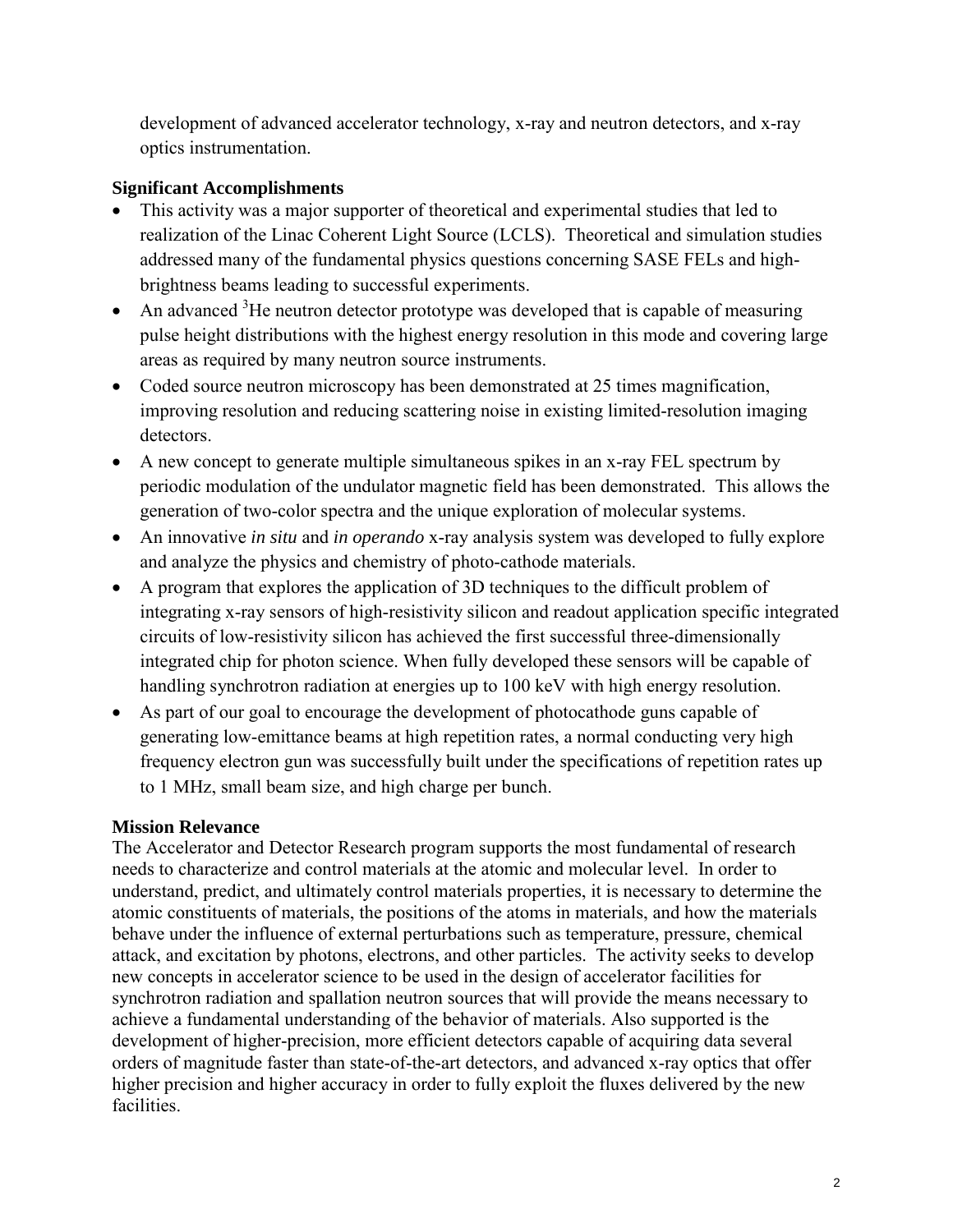development of advanced accelerator technology, x-ray and neutron detectors, and x-ray optics instrumentation.

### Significant Accomplishments

- This activity was a major supporter of theoretical and experimental studies that led to realization of the Linac Coherent Light Source (LCLS). Theoretical and simulation studies addressed many of the fundamental physics questions concerning SASE FELs and high-brightness beams leading to successful experiments.
- An advanced $^3$He neutron detector prototype was developed that is capable of measuring pulse height distributions with the highest energy resolution in this mode and covering large areas as required by many neutron source instruments.
- Coded source neutron microscopy has been demonstrated at 25 times magnification, improving resolution and reducing scattering noise in existing limited-resolution imaging detectors.
- A new concept to generate multiple simultaneous spikes in an x-ray FEL spectrum by periodic modulation of the undulator magnetic field has been demonstrated. This allows the generation of two-color spectra and the unique exploration of molecular systems.
- An innovative *in situ* and *in operando* x-ray analysis system was developed to fully explore and analyze the physics and chemistry of photo-cathode materials.
- A program that explores the application of 3D techniques to the difficult problem of integrating x-ray sensors of high-resistivity silicon and readout application specific integrated circuits of low-resistivity silicon has achieved the first successful three-dimensionally integrated chip for photon science. When fully developed these sensors will be capable of handling synchrotron radiation at energies up to 100 keV with high energy resolution.
- As part of our goal to encourage the development of photocathode guns capable of generating low-emittance beams at high repetition rates, a normal conducting very high frequency electron gun was successfully built under the specifications of repetition rates up to 1 MHz, small beam size, and high charge per bunch.

### Mission Relevance

The Accelerator and Detector Research program supports the most fundamental of research needs to characterize and control materials at the atomic and molecular level. In order to understand, predict, and ultimately control materials properties, it is necessary to determine the atomic constituents of materials, the positions of the atoms in materials, and how the materials behave under the influence of external perturbations such as temperature, pressure, chemical attack, and excitation by photons, electrons, and other particles. The activity seeks to develop new concepts in accelerator science to be used in the design of accelerator facilities for synchrotron radiation and spallation neutron sources that will provide the means necessary to achieve a fundamental understanding of the behavior of materials. Also supported is the development of higher-precision, more efficient detectors capable of acquiring data several orders of magnitude faster than state-of-the-art detectors, and advanced x-ray optics that offer higher precision and higher accuracy in order to fully exploit the fluxes delivered by the new facilities.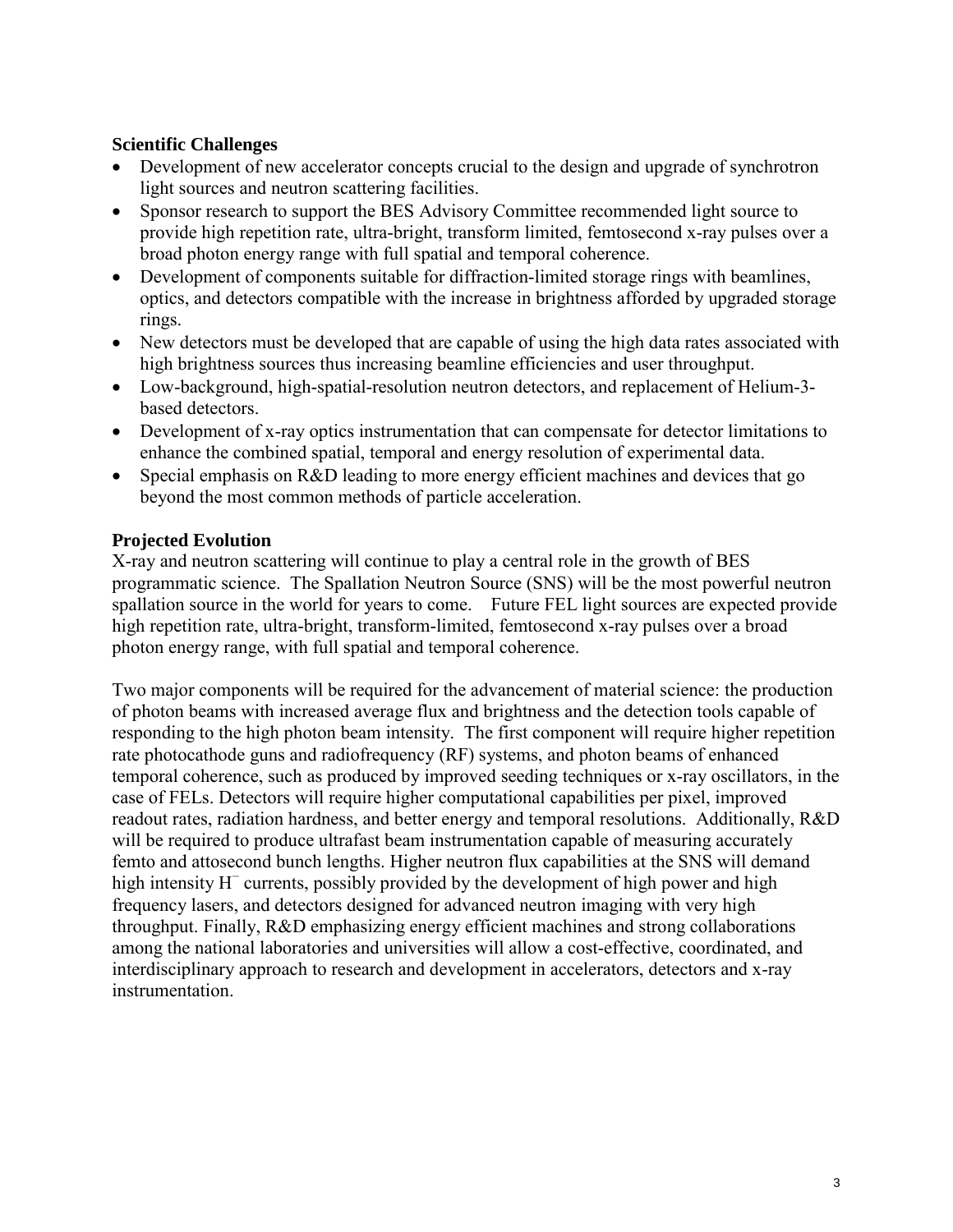### Scientific Challenges

- Development of new accelerator concepts crucial to the design and upgrade of synchrotron light sources and neutron scattering facilities.
- Sponsor research to support the BES Advisory Committee recommended light source to provide high repetition rate, ultra-bright, transform limited, femtosecond x-ray pulses over a broad photon energy range with full spatial and temporal coherence.
- Development of components suitable for diffraction-limited storage rings with beamlines, optics, and detectors compatible with the increase in brightness afforded by upgraded storage rings.
- New detectors must be developed that are capable of using the high data rates associated with high brightness sources thus increasing beamline efficiencies and user throughput.
- Low-background, high-spatial-resolution neutron detectors, and replacement of Helium-3-based detectors.
- Development of x-ray optics instrumentation that can compensate for detector limitations to enhance the combined spatial, temporal and energy resolution of experimental data.
- Special emphasis on R&D leading to more energy efficient machines and devices that go beyond the most common methods of particle acceleration.

### Projected Evolution

X-ray and neutron scattering will continue to play a central role in the growth of BES programmatic science. The Spallation Neutron Source (SNS) will be the most powerful neutron spallation source in the world for years to come. Future FEL light sources are expected provide high repetition rate, ultra-bright, transform-limited, femtosecond x-ray pulses over a broad photon energy range, with full spatial and temporal coherence.

Two major components will be required for the advancement of material science: the production of photon beams with increased average flux and brightness and the detection tools capable of responding to the high photon beam intensity. The first component will require higher repetition rate photocathode guns and radiofrequency (RF) systems, and photon beams of enhanced temporal coherence, such as produced by improved seeding techniques or x-ray oscillators, in the case of FELs. Detectors will require higher computational capabilities per pixel, improved readout rates, radiation hardness, and better energy and temporal resolutions. Additionally, R&D will be required to produce ultrafast beam instrumentation capable of measuring accurately femto and attosecond bunch lengths. Higher neutron flux capabilities at the SNS will demand high intensity $H^{-}$ currents, possibly provided by the development of high power and high frequency lasers, and detectors designed for advanced neutron imaging with very high throughput. Finally, R&D emphasizing energy efficient machines and strong collaborations among the national laboratories and universities will allow a cost-effective, coordinated, and interdisciplinary approach to research and development in accelerators, detectors and x-ray instrumentation.